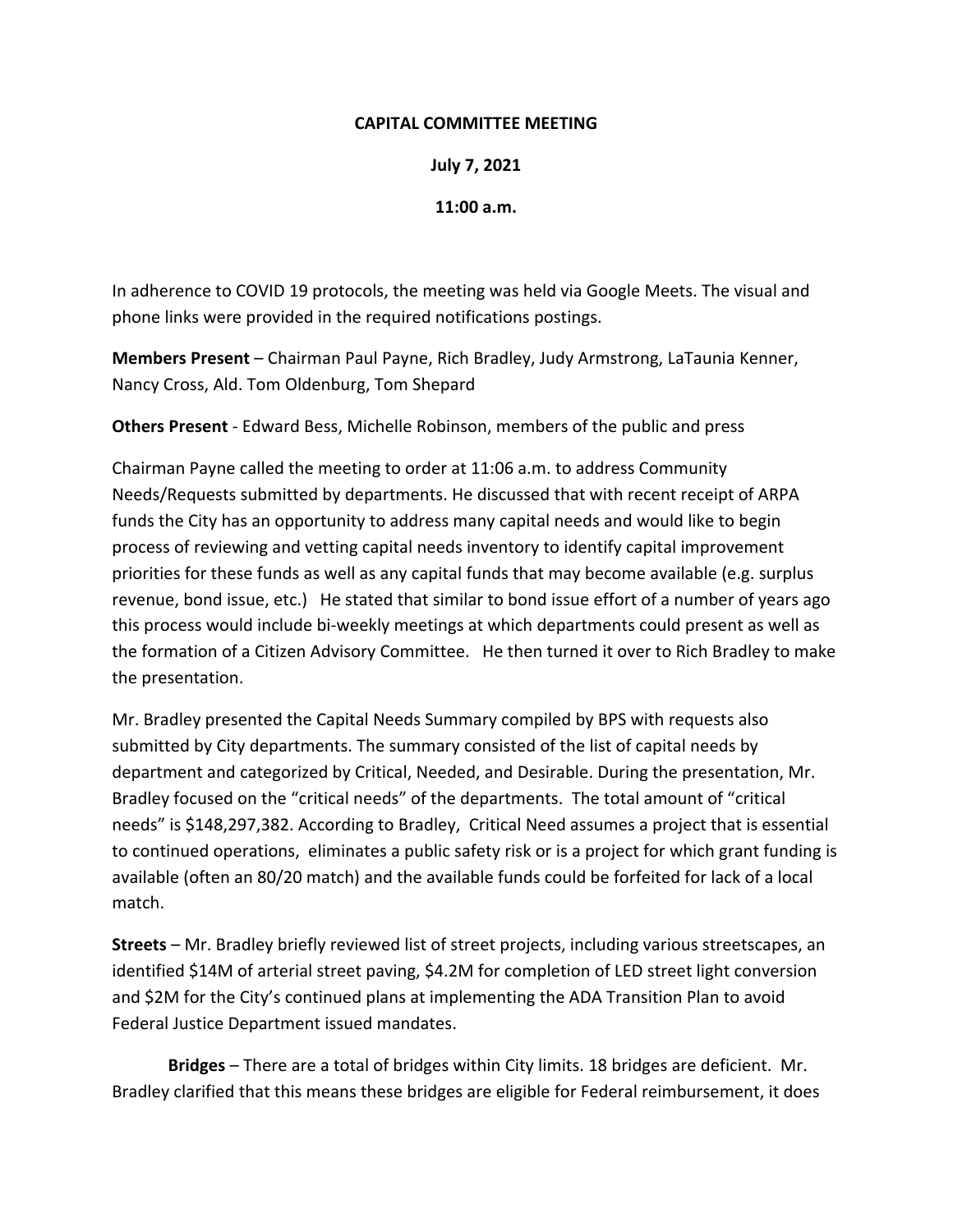**CAPITAL COMMITTEE MEETING**

**July 7, 2021**

**11:00 a.m.**

In adherence to COVID 19 protocols, the meeting was held via Google Meets. The visual and phone links were provided in the required notifications postings.

**Members Present** – Chairman Paul Payne, Rich Bradley, Judy Armstrong, LaTaunia Kenner, Nancy Cross, Ald. Tom Oldenburg, Tom Shepard

**Others Present** - Edward Bess, Michelle Robinson, members of the public and press

Chairman Payne called the meeting to order at 11:06 a.m. to address Community Needs/Requests submitted by departments. He discussed that with recent receipt of ARPA funds the City has an opportunity to address many capital needs and would like to begin process of reviewing and vetting capital needs inventory to identify capital improvement priorities for these funds as well as any capital funds that may become available (e.g. surplus revenue, bond issue, etc.) He stated that similar to bond issue effort of a number of years ago this process would include bi-weekly meetings at which departments could present as well as the formation of a Citizen Advisory Committee. He then turned it over to Rich Bradley to make the presentation.

Mr. Bradley presented the Capital Needs Summary compiled by BPS with requests also submitted by City departments. The summary consisted of the list of capital needs by department and categorized by Critical, Needed, and Desirable. During the presentation, Mr. Bradley focused on the "critical needs" of the departments. The total amount of "critical needs" is $148,297,382. According to Bradley, Critical Need assumes a project that is essential to continued operations, eliminates a public safety risk or is a project for which grant funding is available (often an 80/20 match) and the available funds could be forfeited for lack of a local match.

**Streets** – Mr. Bradley briefly reviewed list of street projects, including various streetscapes, an identified $14M of arterial street paving, $4.2M for completion of LED street light conversion and $2M for the City's continued plans at implementing the ADA Transition Plan to avoid Federal Justice Department issued mandates.

**Bridges** – There are a total of bridges within City limits. 18 bridges are deficient. Mr. Bradley clarified that this means these bridges are eligible for Federal reimbursement, it does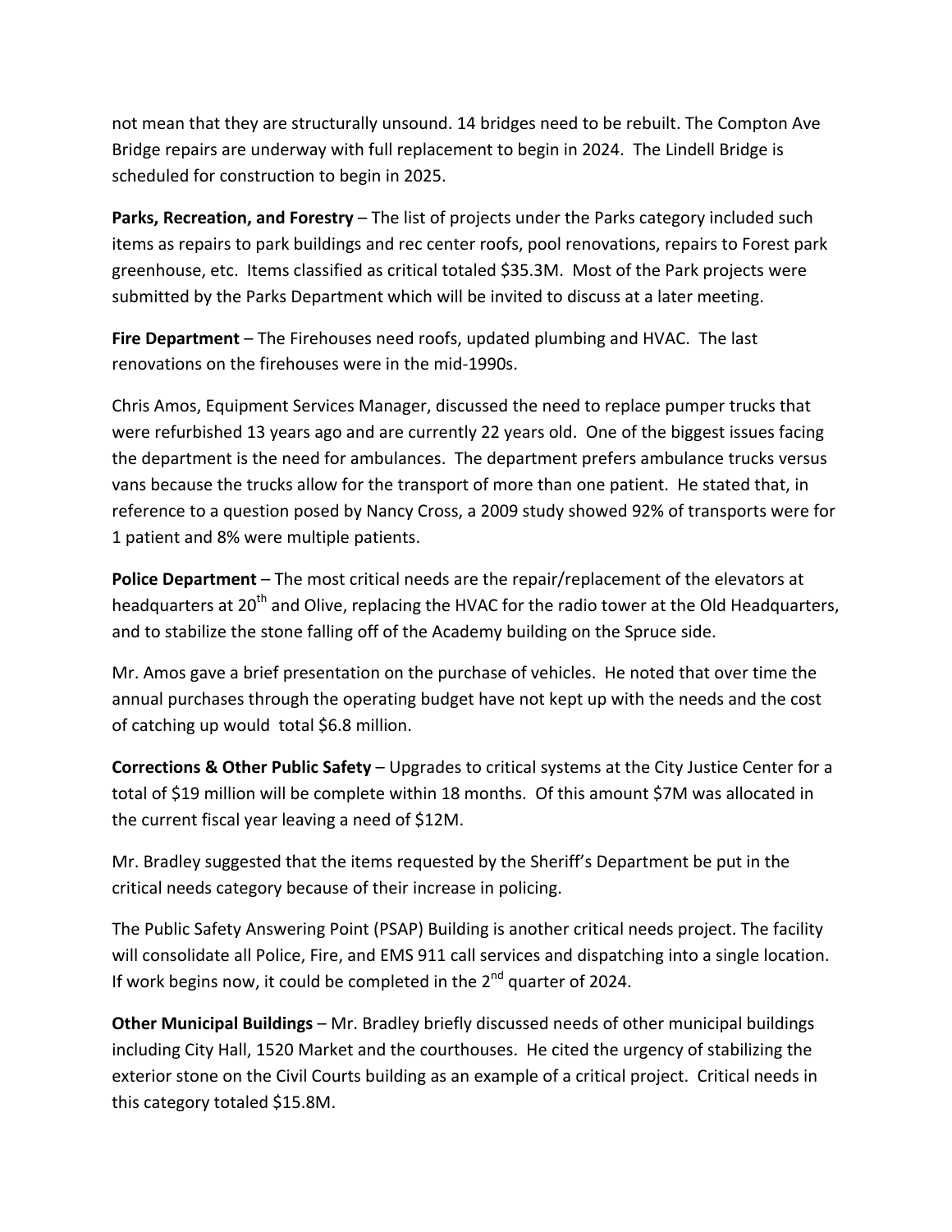not mean that they are structurally unsound. 14 bridges need to be rebuilt. The Compton Ave Bridge repairs are underway with full replacement to begin in 2024. The Lindell Bridge is scheduled for construction to begin in 2025.

**Parks, Recreation, and Forestry** – The list of projects under the Parks category included such items as repairs to park buildings and rec center roofs, pool renovations, repairs to Forest park greenhouse, etc. Items classified as critical totaled $35.3M. Most of the Park projects were submitted by the Parks Department which will be invited to discuss at a later meeting.

**Fire Department** – The Firehouses need roofs, updated plumbing and HVAC. The last renovations on the firehouses were in the mid-1990s.

Chris Amos, Equipment Services Manager, discussed the need to replace pumper trucks that were refurbished 13 years ago and are currently 22 years old. One of the biggest issues facing the department is the need for ambulances. The department prefers ambulance trucks versus vans because the trucks allow for the transport of more than one patient. He stated that, in reference to a question posed by Nancy Cross, a 2009 study showed 92% of transports were for 1 patient and 8% were multiple patients.

**Police Department** – The most critical needs are the repair/replacement of the elevators at headquarters at 20th and Olive, replacing the HVAC for the radio tower at the Old Headquarters, and to stabilize the stone falling off of the Academy building on the Spruce side.

Mr. Amos gave a brief presentation on the purchase of vehicles. He noted that over time the annual purchases through the operating budget have not kept up with the needs and the cost of catching up would total $6.8 million.

**Corrections & Other Public Safety** – Upgrades to critical systems at the City Justice Center for a total of $19 million will be complete within 18 months. Of this amount $7M was allocated in the current fiscal year leaving a need of $12M.

Mr. Bradley suggested that the items requested by the Sheriff's Department be put in the critical needs category because of their increase in policing.

The Public Safety Answering Point (PSAP) Building is another critical needs project. The facility will consolidate all Police, Fire, and EMS 911 call services and dispatching into a single location. If work begins now, it could be completed in the 2nd quarter of 2024.

**Other Municipal Buildings** – Mr. Bradley briefly discussed needs of other municipal buildings including City Hall, 1520 Market and the courthouses. He cited the urgency of stabilizing the exterior stone on the Civil Courts building as an example of a critical project. Critical needs in this category totaled $15.8M.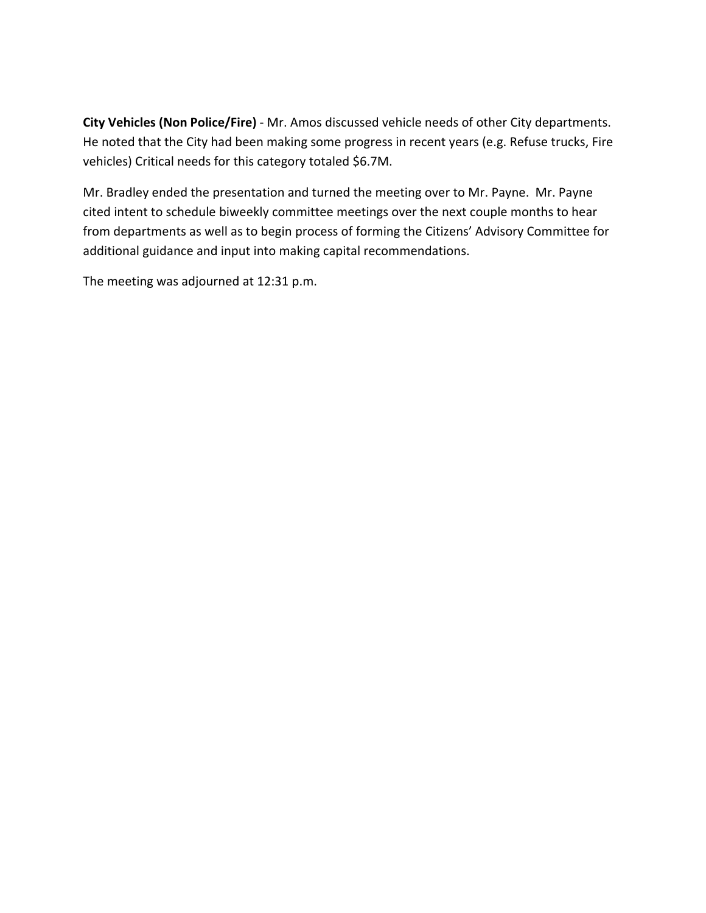**City Vehicles (Non Police/Fire)** - Mr. Amos discussed vehicle needs of other City departments. He noted that the City had been making some progress in recent years (e.g. Refuse trucks, Fire vehicles) Critical needs for this category totaled $6.7M.

Mr. Bradley ended the presentation and turned the meeting over to Mr. Payne. Mr. Payne cited intent to schedule biweekly committee meetings over the next couple months to hear from departments as well as to begin process of forming the Citizens' Advisory Committee for additional guidance and input into making capital recommendations.

The meeting was adjourned at 12:31 p.m.